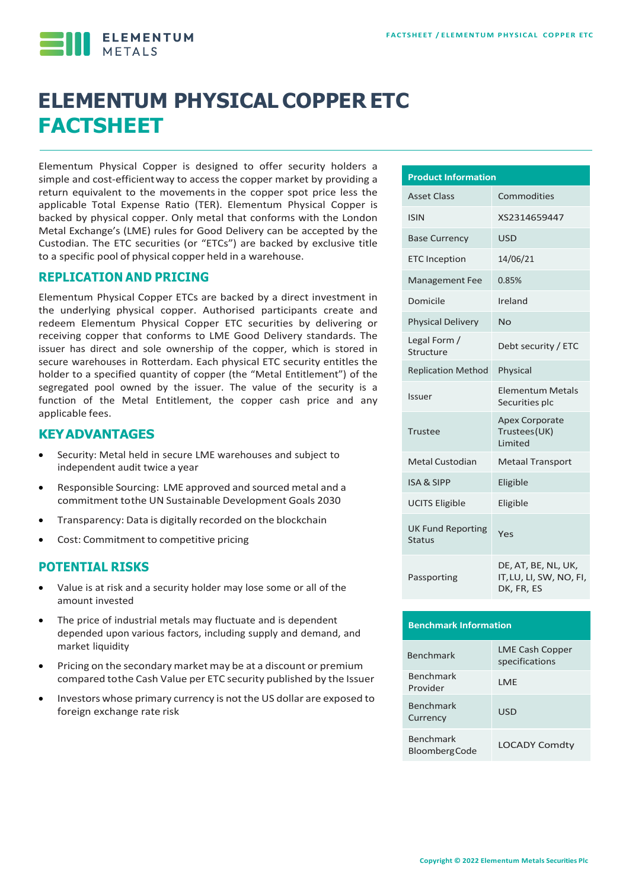# ELEMENTUM PHYSICAL COPPER ETC FACTSHEET

Elementum Physical Copper is designed to offer security holders a simple and cost-efficient way to access the copper market by providing a return equivalent to the movements in the copper spot price less the applicable Total Expense Ratio (TER). Elementum Physical Copper is backed by physical copper. Only metal that conforms with the London Metal Exchange's (LME) rules for Good Delivery can be accepted by the Custodian. The ETC securities (or "ETCs") are backed by exclusive title to a specific pool of physical copper held in a warehouse.

## REPLICATION AND PRICING

Elementum Physical Copper ETCs are backed by a direct investment in the underlying physical copper. Authorised participants create and redeem Elementum Physical Copper ETC securities by delivering or receiving copper that conforms to LME Good Delivery standards. The issuer has direct and sole ownership of the copper, which is stored in secure warehouses in Rotterdam. Each physical ETC security entitles the holder to a specified quantity of copper (the "Metal Entitlement") of the segregated pool owned by the issuer. The value of the security is a function of the Metal Entitlement, the copper cash price and any applicable fees.

## KEY ADVANTAGES

- Security: Metal held in secure LME warehouses and subject to independent audit twice a year
- Responsible Sourcing: LME approved and sourced metal and a commitment tothe UN Sustainable Development Goals 2030
- Transparency: Data is digitally recorded on the blockchain
- Cost: Commitment to competitive pricing

## POTENTIAL RISKS

- Value is at risk and a security holder may lose some or all of the amount invested
- The price of industrial metals may fluctuate and is dependent depended upon various factors, including supply and demand, and market liquidity
- Pricing on the secondary market may be at a discount or premium compared tothe Cash Value per ETC security published by the Issuer
- Investors whose primary currency is not the US dollar are exposed to foreign exchange rate risk

| Product Information | |
|---|---|
| Asset Class | Commodities |
| ISIN | XS2314659447 |
| Base Currency | USD |
| ETC Inception | 14/06/21 |
| Management Fee | 0.85% |
| Domicile | Ireland |
| Physical Delivery | No |
| Legal Form / Structure | Debt security / ETC |
| Replication Method | Physical |
| Issuer | Elementum Metals Securities plc |
| Trustee | Apex Corporate Trustees(UK) Limited |
| Metal Custodian | Metaal Transport |
| ISA & SIPP | Eligible |
| UCITS Eligible | Eligible |
| UK Fund Reporting Status | Yes |
| Passporting | DE, AT, BE, NL, UK, IT, LU, LI, SW, NO, FI, DK, FR, ES |

| Benchmark Information | |
|---|---|
| Benchmark | LME Cash Copper specifications |
| Benchmark Provider | LME |
| Benchmark Currency | USD |
| Benchmark Bloomberg Code | LOCADY Comdty |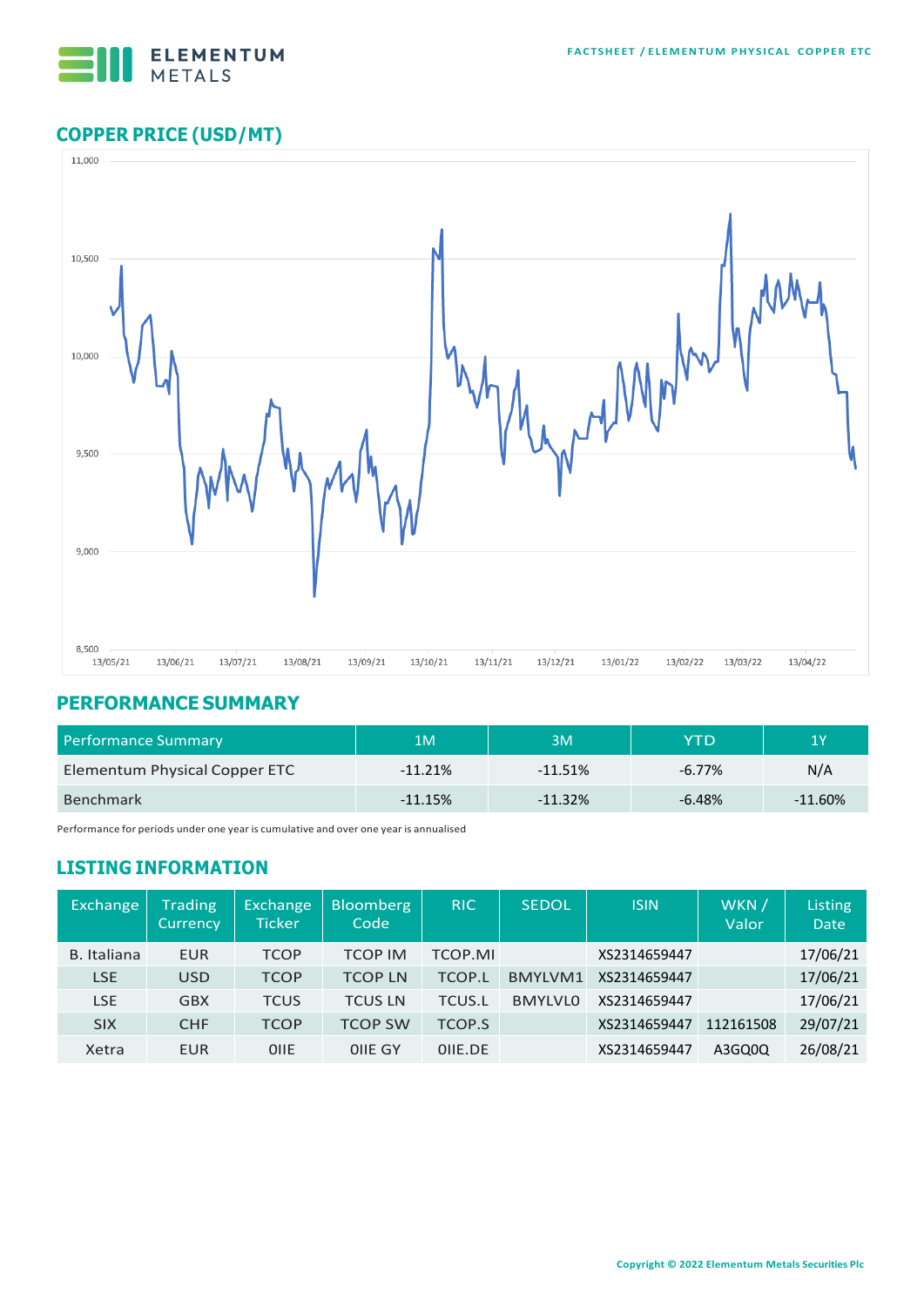## COPPER PRICE (USD/MT)

## PERFORMANCE SUMMARY

| Performance Summary | 1M | 3M | YTD | 1Y |
|---|---|---|---|---|
| Elementum Physical Copper ETC | -11.21% | -11.51% | -6.77% | N/A |
| Benchmark | -11.15% | -11.32% | -6.48% | -11.60% |

Performance for periods under one year is cumulative and over one year is annualised

## LISTING INFORMATION

| Exchange | Trading Currency | Exchange Ticker | Bloomberg Code | RIC | SEDOL | ISIN | WKN / Valor | Listing Date |
|---|---|---|---|---|---|---|---|---|
| B. Italiana | EUR | TCOP | TCOP IM | TCOP.MI | | XS2314659447 | | 17/06/21 |
| LSE | USD | TCOP | TCOP LN | TCOP.L | BMYLVM1 | XS2314659447 | | 17/06/21 |
| LSE | GBX | TCUS | TCUS LN | TCUS.L | BMYLVL0 | XS2314659447 | | 17/06/21 |
| SIX | CHF | TCOP | TCOP SW | TCOP.S | | XS2314659447 | 112161508 | 29/07/21 |
| Xetra | EUR | OIIE | OIIE GY | OIIE.DE | | XS2314659447 | A3GQ0Q | 26/08/21 |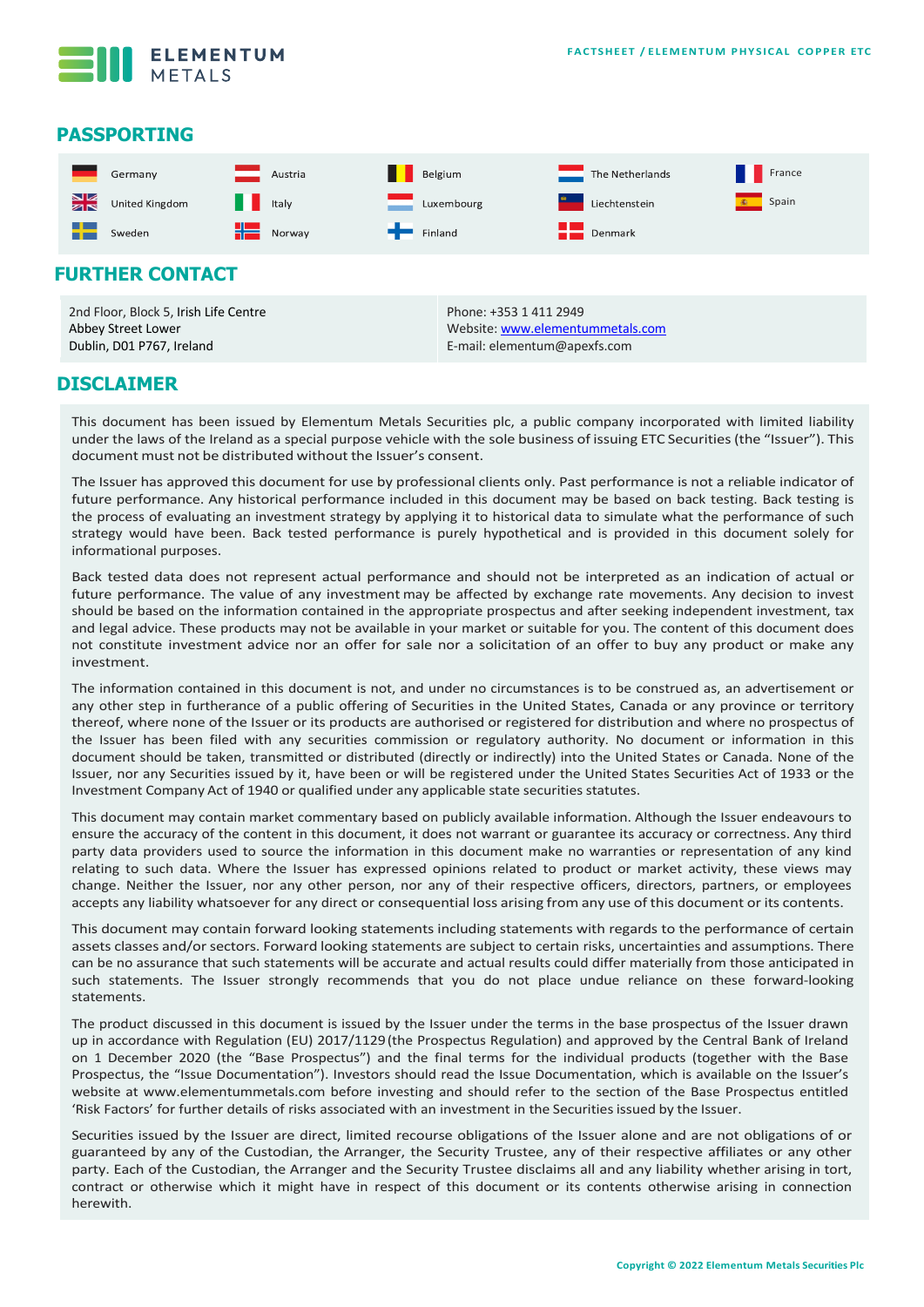## PASSPORTING

| | | | | |
|---|---|---|---|---|
| Germany | Austria | Belgium | The Netherlands | France |
| United Kingdom | Italy | Luxembourg | Liechtenstein | Spain |
| Sweden | Norway | Finland | Denmark | |

## FURTHER CONTACT

2nd Floor, Block 5, Irish Life Centre
Abbey Street Lower
Dublin, D01 P767, Ireland

Phone: +353 1 411 2949
Website: www.elementummetals.com
E-mail: elementum@apexfs.com

## DISCLAIMER

This document has been issued by Elementum Metals Securities plc, a public company incorporated with limited liability under the laws of the Ireland as a special purpose vehicle with the sole business of issuing ETC Securities (the "Issuer"). This document must not be distributed without the Issuer's consent.

The Issuer has approved this document for use by professional clients only. Past performance is not a reliable indicator of future performance. Any historical performance included in this document may be based on back testing. Back testing is the process of evaluating an investment strategy by applying it to historical data to simulate what the performance of such strategy would have been. Back tested performance is purely hypothetical and is provided in this document solely for informational purposes.

Back tested data does not represent actual performance and should not be interpreted as an indication of actual or future performance. The value of any investment may be affected by exchange rate movements. Any decision to invest should be based on the information contained in the appropriate prospectus and after seeking independent investment, tax and legal advice. These products may not be available in your market or suitable for you. The content of this document does not constitute investment advice nor an offer for sale nor a solicitation of an offer to buy any product or make any investment.

The information contained in this document is not, and under no circumstances is to be construed as, an advertisement or any other step in furtherance of a public offering of Securities in the United States, Canada or any province or territory thereof, where none of the Issuer or its products are authorised or registered for distribution and where no prospectus of the Issuer has been filed with any securities commission or regulatory authority. No document or information in this document should be taken, transmitted or distributed (directly or indirectly) into the United States or Canada. None of the Issuer, nor any Securities issued by it, have been or will be registered under the United States Securities Act of 1933 or the Investment Company Act of 1940 or qualified under any applicable state securities statutes.

This document may contain market commentary based on publicly available information. Although the Issuer endeavours to ensure the accuracy of the content in this document, it does not warrant or guarantee its accuracy or correctness. Any third party data providers used to source the information in this document make no warranties or representation of any kind relating to such data. Where the Issuer has expressed opinions related to product or market activity, these views may change. Neither the Issuer, nor any other person, nor any of their respective officers, directors, partners, or employees accepts any liability whatsoever for any direct or consequential loss arising from any use of this document or its contents.

This document may contain forward looking statements including statements with regards to the performance of certain assets classes and/or sectors. Forward looking statements are subject to certain risks, uncertainties and assumptions. There can be no assurance that such statements will be accurate and actual results could differ materially from those anticipated in such statements. The Issuer strongly recommends that you do not place undue reliance on these forward-looking statements.

The product discussed in this document is issued by the Issuer under the terms in the base prospectus of the Issuer drawn up in accordance with Regulation (EU) 2017/1129 (the Prospectus Regulation) and approved by the Central Bank of Ireland on 1 December 2020 (the "Base Prospectus") and the final terms for the individual products (together with the Base Prospectus, the "Issue Documentation"). Investors should read the Issue Documentation, which is available on the Issuer's website at www.elementummetals.com before investing and should refer to the section of the Base Prospectus entitled 'Risk Factors' for further details of risks associated with an investment in the Securities issued by the Issuer.

Securities issued by the Issuer are direct, limited recourse obligations of the Issuer alone and are not obligations of or guaranteed by any of the Custodian, the Arranger, the Security Trustee, any of their respective affiliates or any other party. Each of the Custodian, the Arranger and the Security Trustee disclaims all and any liability whether arising in tort, contract or otherwise which it might have in respect of this document or its contents otherwise arising in connection herewith.

Copyright © 2022 Elementum Metals Securities Plc